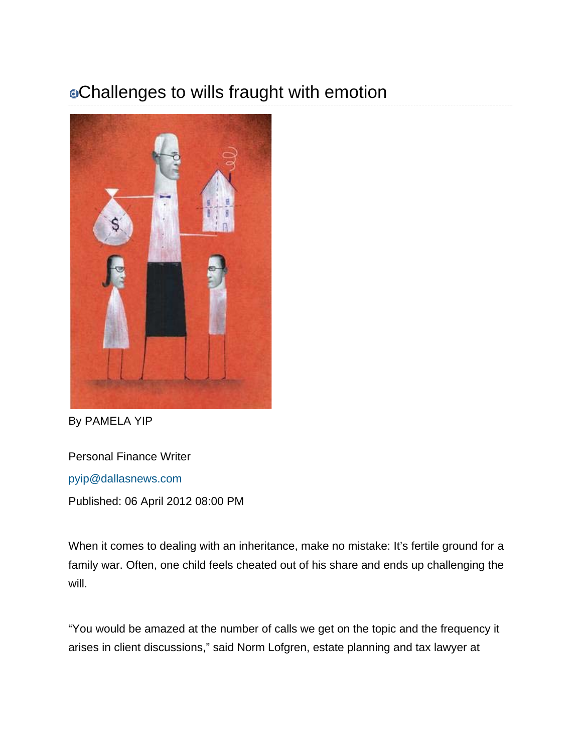# Challenges to wills fraught with emotion

By PAMELA YIP

Personal Finance Writer

pyip@dallasnews.com

Published: 06 April 2012 08:00 PM

When it comes to dealing with an inheritance, make no mistake: It's fertile ground for a family war. Often, one child feels cheated out of his share and ends up challenging the will.

"You would be amazed at the number of calls we get on the topic and the frequency it arises in client discussions," said Norm Lofgren, estate planning and tax lawyer at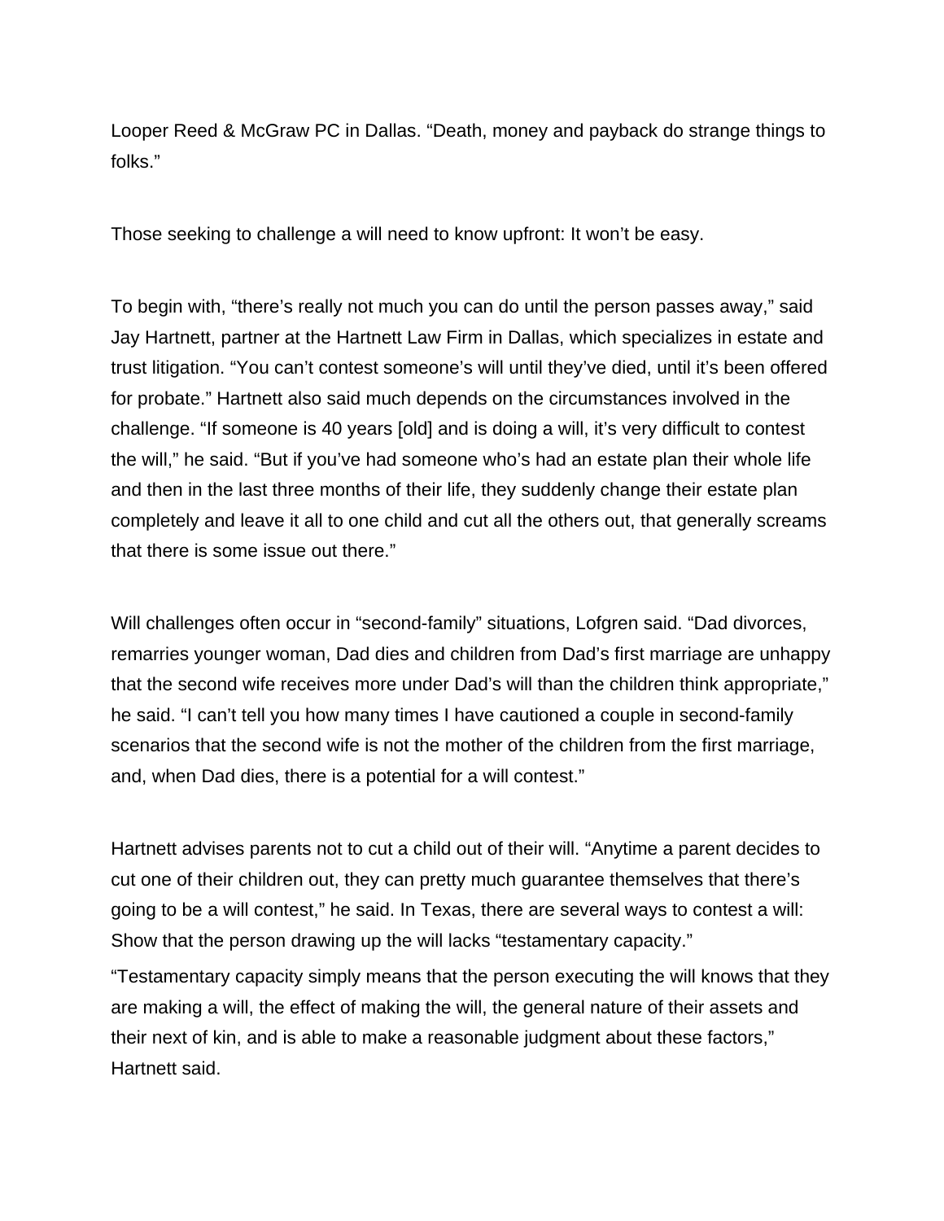Looper Reed & McGraw PC in Dallas. “Death, money and payback do strange things to folks.”

Those seeking to challenge a will need to know upfront: It won’t be easy.

To begin with, “there’s really not much you can do until the person passes away,” said Jay Hartnett, partner at the Hartnett Law Firm in Dallas, which specializes in estate and trust litigation. “You can’t contest someone’s will until they’ve died, until it’s been offered for probate.” Hartnett also said much depends on the circumstances involved in the challenge. “If someone is 40 years [old] and is doing a will, it’s very difficult to contest the will,” he said. “But if you’ve had someone who’s had an estate plan their whole life and then in the last three months of their life, they suddenly change their estate plan completely and leave it all to one child and cut all the others out, that generally screams that there is some issue out there.”

Will challenges often occur in “second-family” situations, Lofgren said. “Dad divorces, remarries younger woman, Dad dies and children from Dad’s first marriage are unhappy that the second wife receives more under Dad’s will than the children think appropriate,” he said. “I can’t tell you how many times I have cautioned a couple in second-family scenarios that the second wife is not the mother of the children from the first marriage, and, when Dad dies, there is a potential for a will contest.”

Hartnett advises parents not to cut a child out of their will. “Anytime a parent decides to cut one of their children out, they can pretty much guarantee themselves that there’s going to be a will contest,” he said. In Texas, there are several ways to contest a will: Show that the person drawing up the will lacks “testamentary capacity.”

“Testamentary capacity simply means that the person executing the will knows that they are making a will, the effect of making the will, the general nature of their assets and their next of kin, and is able to make a reasonable judgment about these factors,” Hartnett said.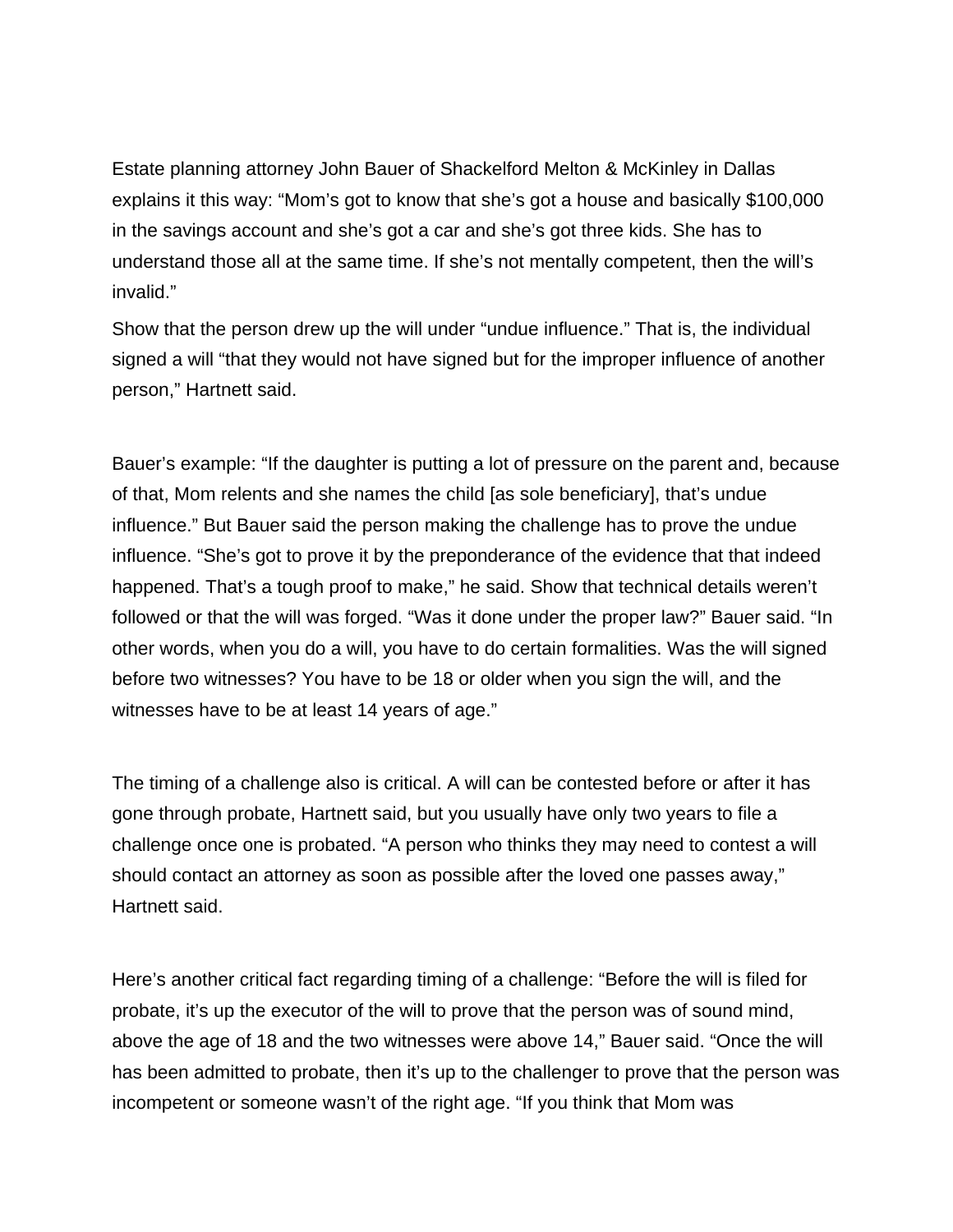Estate planning attorney John Bauer of Shackelford Melton & McKinley in Dallas explains it this way: “Mom’s got to know that she’s got a house and basically $100,000 in the savings account and she’s got a car and she’s got three kids. She has to understand those all at the same time. If she’s not mentally competent, then the will’s invalid.”

Show that the person drew up the will under “undue influence.” That is, the individual signed a will “that they would not have signed but for the improper influence of another person,” Hartnett said.

Bauer’s example: “If the daughter is putting a lot of pressure on the parent and, because of that, Mom relents and she names the child [as sole beneficiary], that’s undue influence.” But Bauer said the person making the challenge has to prove the undue influence. “She’s got to prove it by the preponderance of the evidence that that indeed happened. That’s a tough proof to make,” he said. Show that technical details weren’t followed or that the will was forged. “Was it done under the proper law?” Bauer said. “In other words, when you do a will, you have to do certain formalities. Was the will signed before two witnesses? You have to be 18 or older when you sign the will, and the witnesses have to be at least 14 years of age.”

The timing of a challenge also is critical. A will can be contested before or after it has gone through probate, Hartnett said, but you usually have only two years to file a challenge once one is probated. “A person who thinks they may need to contest a will should contact an attorney as soon as possible after the loved one passes away,” Hartnett said.

Here’s another critical fact regarding timing of a challenge: “Before the will is filed for probate, it’s up the executor of the will to prove that the person was of sound mind, above the age of 18 and the two witnesses were above 14,” Bauer said. “Once the will has been admitted to probate, then it’s up to the challenger to prove that the person was incompetent or someone wasn’t of the right age. “If you think that Mom was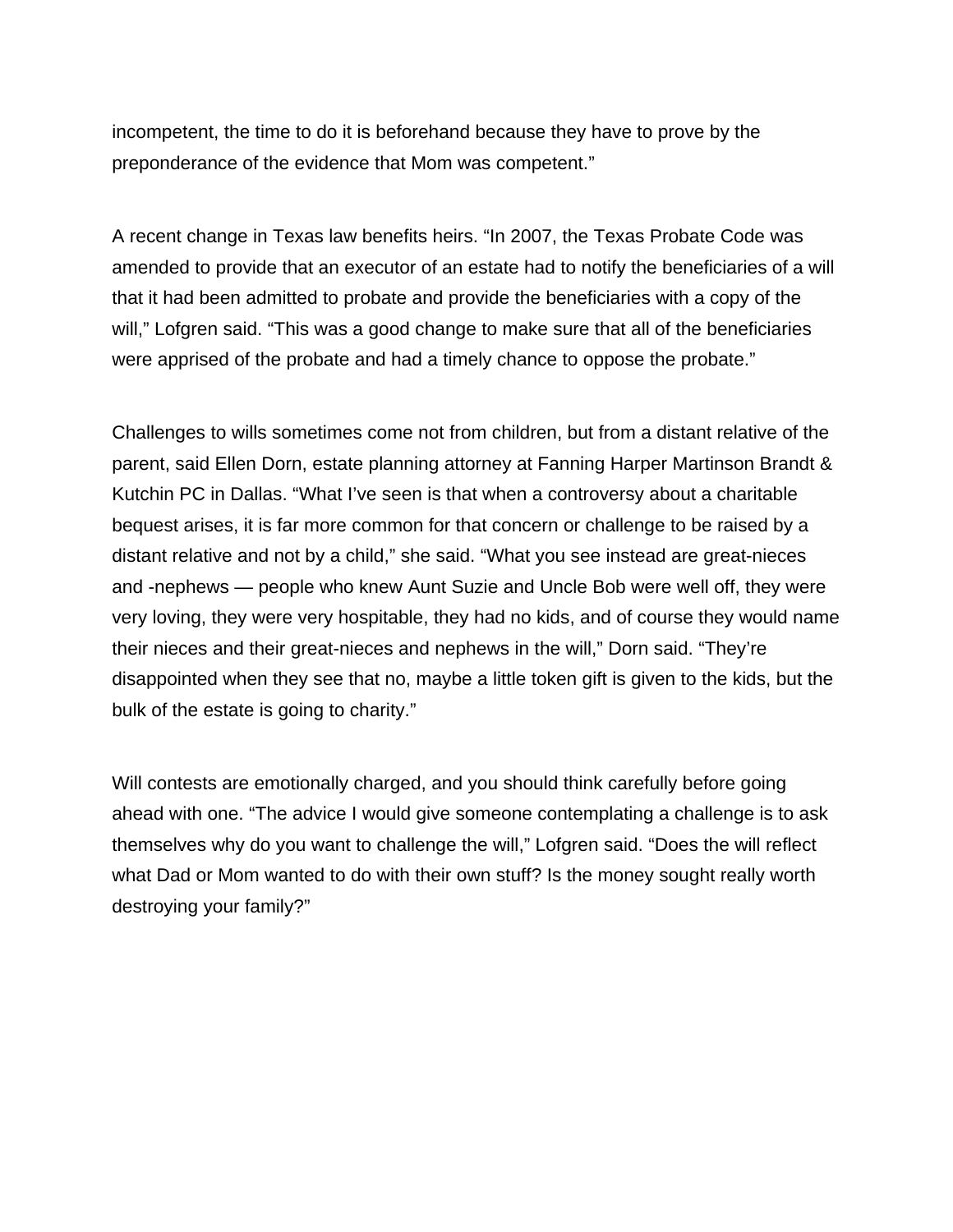incompetent, the time to do it is beforehand because they have to prove by the preponderance of the evidence that Mom was competent."

A recent change in Texas law benefits heirs. "In 2007, the Texas Probate Code was amended to provide that an executor of an estate had to notify the beneficiaries of a will that it had been admitted to probate and provide the beneficiaries with a copy of the will," Lofgren said. "This was a good change to make sure that all of the beneficiaries were apprised of the probate and had a timely chance to oppose the probate."

Challenges to wills sometimes come not from children, but from a distant relative of the parent, said Ellen Dorn, estate planning attorney at Fanning Harper Martinson Brandt & Kutchin PC in Dallas. "What I've seen is that when a controversy about a charitable bequest arises, it is far more common for that concern or challenge to be raised by a distant relative and not by a child," she said. "What you see instead are great-nieces and -nephews — people who knew Aunt Suzie and Uncle Bob were well off, they were very loving, they were very hospitable, they had no kids, and of course they would name their nieces and their great-nieces and nephews in the will," Dorn said. "They're disappointed when they see that no, maybe a little token gift is given to the kids, but the bulk of the estate is going to charity."

Will contests are emotionally charged, and you should think carefully before going ahead with one. "The advice I would give someone contemplating a challenge is to ask themselves why do you want to challenge the will," Lofgren said. "Does the will reflect what Dad or Mom wanted to do with their own stuff? Is the money sought really worth destroying your family?"